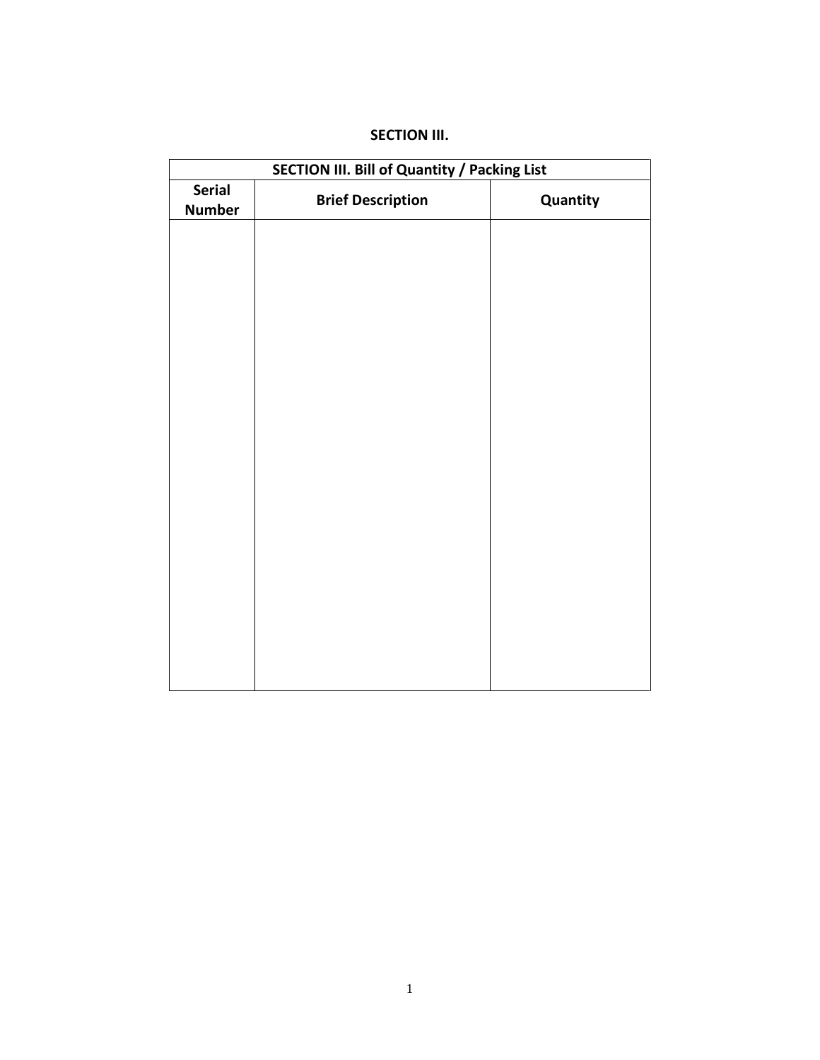**SECTION III.**

| SECTION III. Bill of Quantity / Packing List | | |
|---|---|---|
| Serial Number | Brief Description | Quantity |
| | | |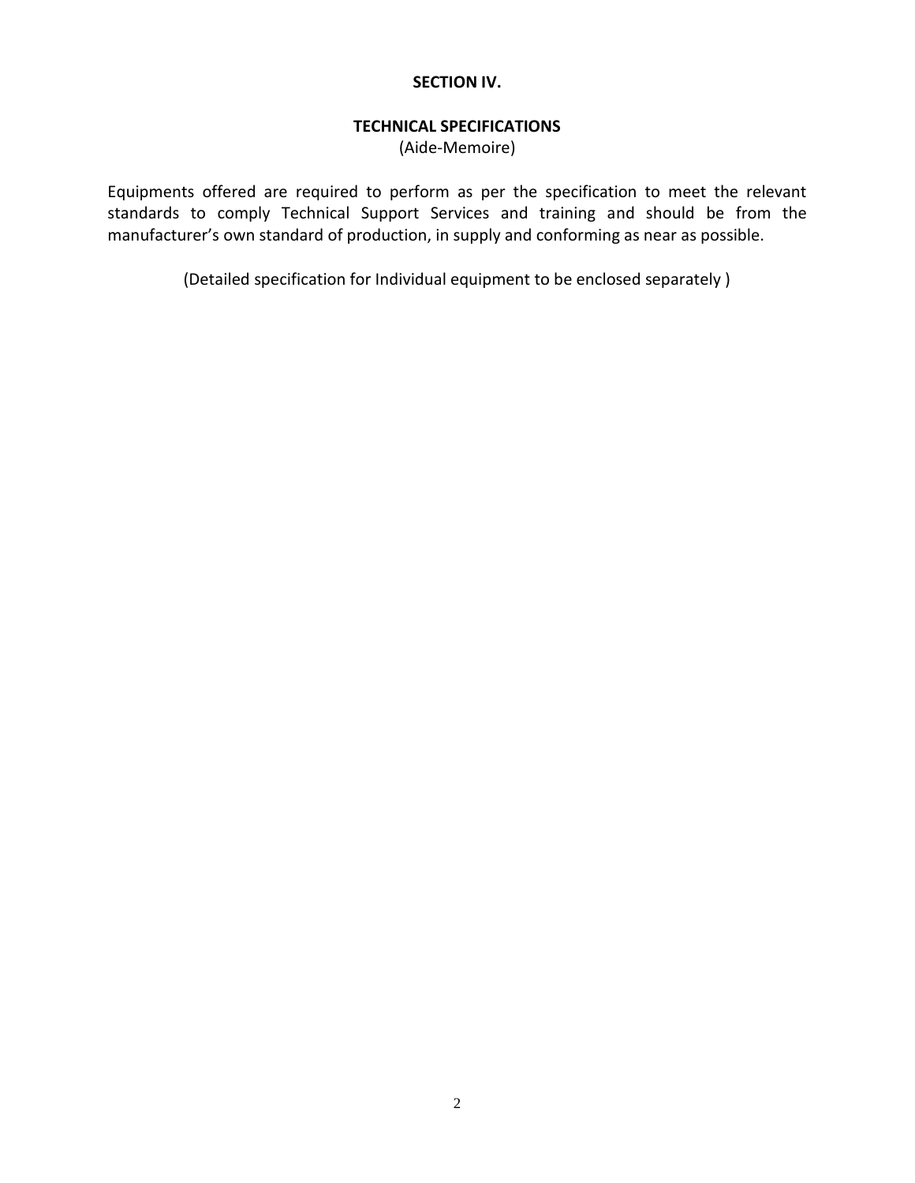# SECTION IV.

## TECHNICAL SPECIFICATIONS

(Aide-Memoire)

Equipments offered are required to perform as per the specification to meet the relevant standards to comply Technical Support Services and training and should be from the manufacturer's own standard of production, in supply and conforming as near as possible.

(Detailed specification for Individual equipment to be enclosed separately )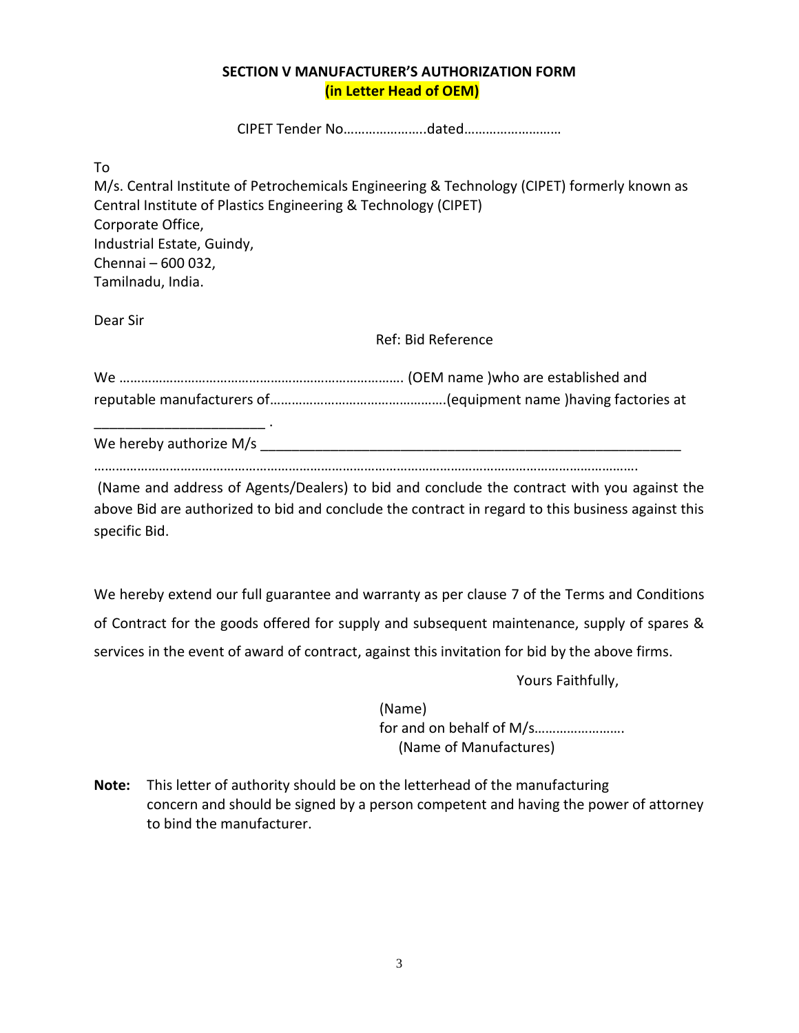**SECTION V MANUFACTURER'S AUTHORIZATION FORM**

**(in Letter Head of OEM)**

CIPET Tender No…………………..dated………………………

To
M/s. Central Institute of Petrochemicals Engineering & Technology (CIPET) formerly known as Central Institute of Plastics Engineering & Technology (CIPET)
Corporate Office,
Industrial Estate, Guindy,
Chennai – 600 032,
Tamilnadu, India.

Dear Sir

Ref: Bid Reference

We ………………………………………………………………….. (OEM name )who are established and reputable manufacturers of………………………………………..(equipment name )having factories at _____________________ .

We hereby authorize M/s ________________________________________________________
…………………………………………………………………………………………………………………………….

(Name and address of Agents/Dealers) to bid and conclude the contract with you against the above Bid are authorized to bid and conclude the contract in regard to this business against this specific Bid.

We hereby extend our full guarantee and warranty as per clause 7 of the Terms and Conditions of Contract for the goods offered for supply and subsequent maintenance, supply of spares & services in the event of award of contract, against this invitation for bid by the above firms.

Yours Faithfully,

(Name)
for and on behalf of M/s…………………….
(Name of Manufactures)

**Note:** This letter of authority should be on the letterhead of the manufacturing concern and should be signed by a person competent and having the power of attorney to bind the manufacturer.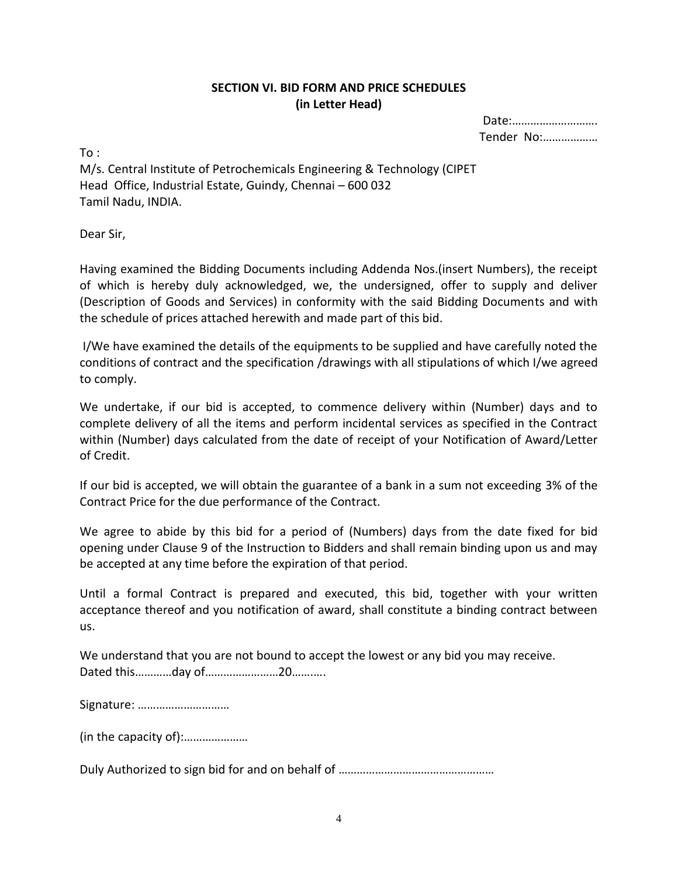## SECTION VI. BID FORM AND PRICE SCHEDULES
**(in Letter Head)**

Date:……………………….
Tender No:………………

To :
M/s. Central Institute of Petrochemicals Engineering & Technology (CIPET
Head Office, Industrial Estate, Guindy, Chennai – 600 032
Tamil Nadu, INDIA.

Dear Sir,

Having examined the Bidding Documents including Addenda Nos.(insert Numbers), the receipt of which is hereby duly acknowledged, we, the undersigned, offer to supply and deliver (Description of Goods and Services) in conformity with the said Bidding Documents and with the schedule of prices attached herewith and made part of this bid.

I/We have examined the details of the equipments to be supplied and have carefully noted the conditions of contract and the specification /drawings with all stipulations of which I/we agreed to comply.

We undertake, if our bid is accepted, to commence delivery within (Number) days and to complete delivery of all the items and perform incidental services as specified in the Contract within (Number) days calculated from the date of receipt of your Notification of Award/Letter of Credit.

If our bid is accepted, we will obtain the guarantee of a bank in a sum not exceeding 3% of the Contract Price for the due performance of the Contract.

We agree to abide by this bid for a period of (Numbers) days from the date fixed for bid opening under Clause 9 of the Instruction to Bidders and shall remain binding upon us and may be accepted at any time before the expiration of that period.

Until a formal Contract is prepared and executed, this bid, together with your written acceptance thereof and you notification of award, shall constitute a binding contract between us.

We understand that you are not bound to accept the lowest or any bid you may receive.
Dated this…………day of……………………20……….

Signature: …………………………

(in the capacity of):…………………

Duly Authorized to sign bid for and on behalf of ……………………………………………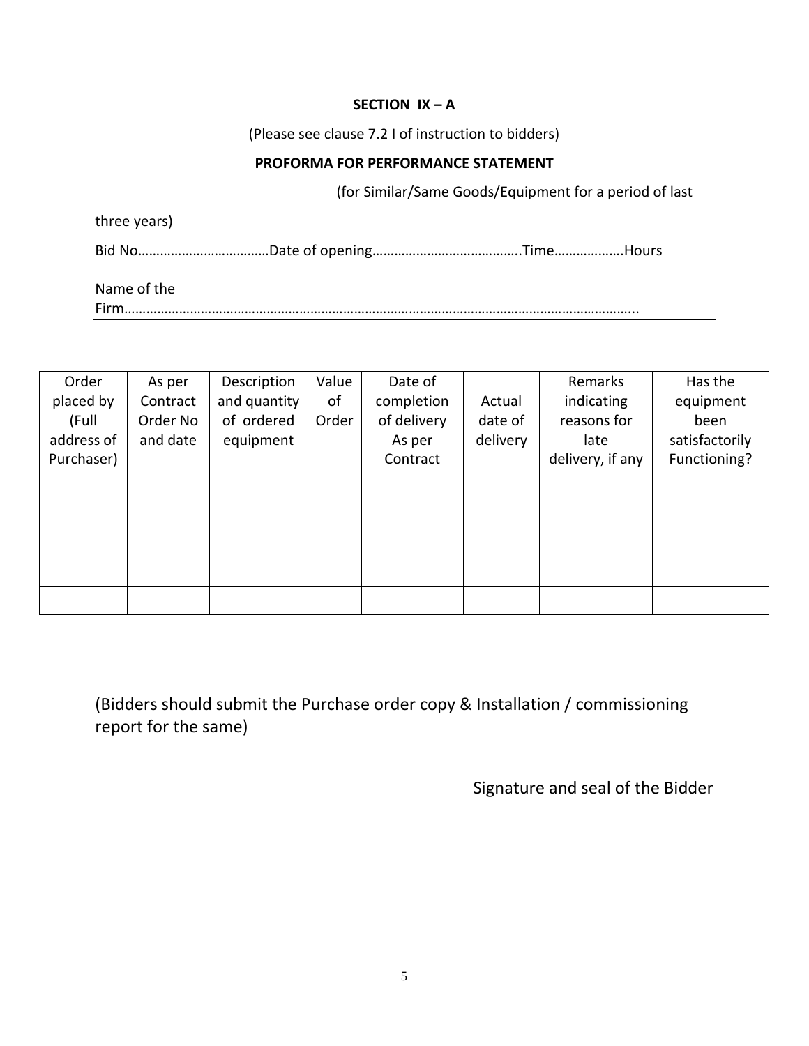## SECTION IX – A

(Please see clause 7.2 I of instruction to bidders)

**PROFORMA FOR PERFORMANCE STATEMENT**

(for Similar/Same Goods/Equipment for a period of last three years)

Bid No………………………………Date of opening…………………………………..Time……………….Hours

Name of the Firm…………………………………………………………………………………………………………………...

| Order placed by (Full address of Purchaser) | As per Contract Order No and date | Description and quantity of ordered equipment | Value of Order | Date of completion of delivery As per Contract | Actual date of delivery | Remarks indicating reasons for late delivery, if any | Has the equipment been satisfactorily Functioning? |
|---|---|---|---|---|---|---|---|
| | | | | | | | |
| | | | | | | | |
| | | | | | | | |

(Bidders should submit the Purchase order copy & Installation / commissioning report for the same)

Signature and seal of the Bidder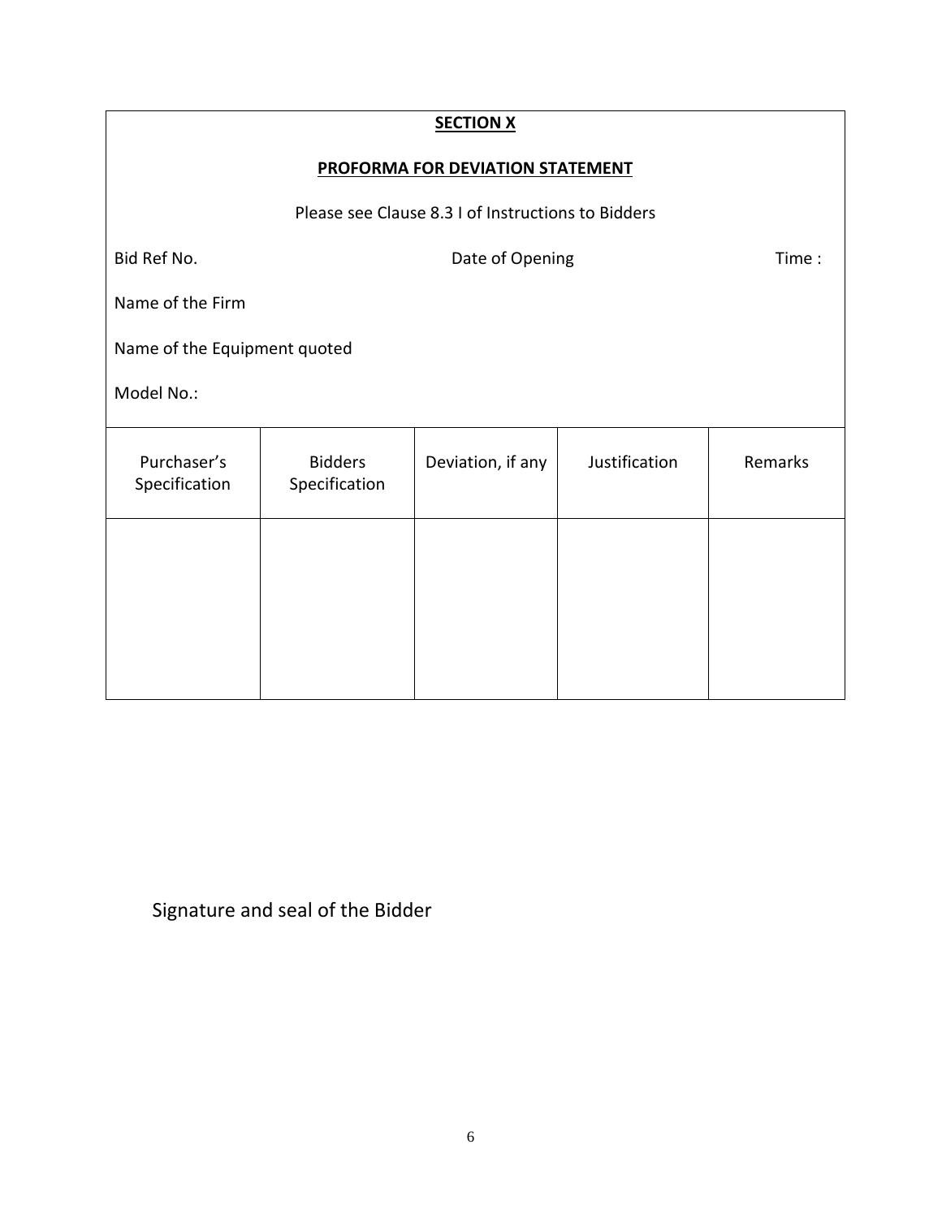## SECTION X

## PROFORMA FOR DEVIATION STATEMENT

Please see Clause 8.3 I of Instructions to Bidders

Bid Ref No. Date of Opening Time :

Name of the Firm

Name of the Equipment quoted

Model No.:

| Purchaser's Specification | Bidders Specification | Deviation, if any | Justification | Remarks |
|---|---|---|---|---|
| | | | | |

Signature and seal of the Bidder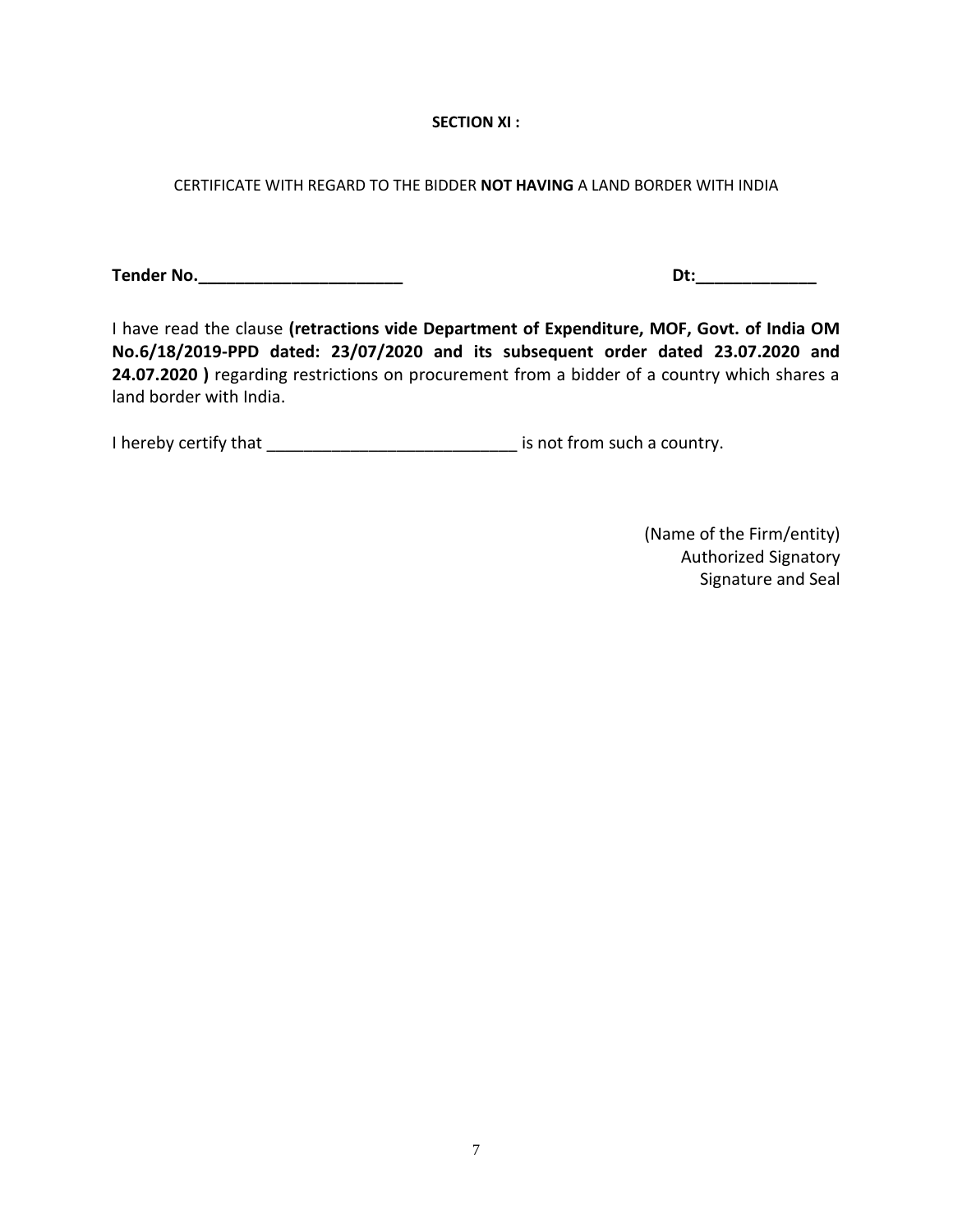**SECTION XI :**

CERTIFICATE WITH REGARD TO THE BIDDER **NOT HAVING** A LAND BORDER WITH INDIA

**Tender No.______________________** **Dt:_____________**

I have read the clause **(retractions vide Department of Expenditure, MOF, Govt. of India OM No.6/18/2019-PPD dated: 23/07/2020 and its subsequent order dated 23.07.2020 and 24.07.2020 )** regarding restrictions on procurement from a bidder of a country which shares a land border with India.

I hereby certify that ___________________________ is not from such a country.

(Name of the Firm/entity)
Authorized Signatory
Signature and Seal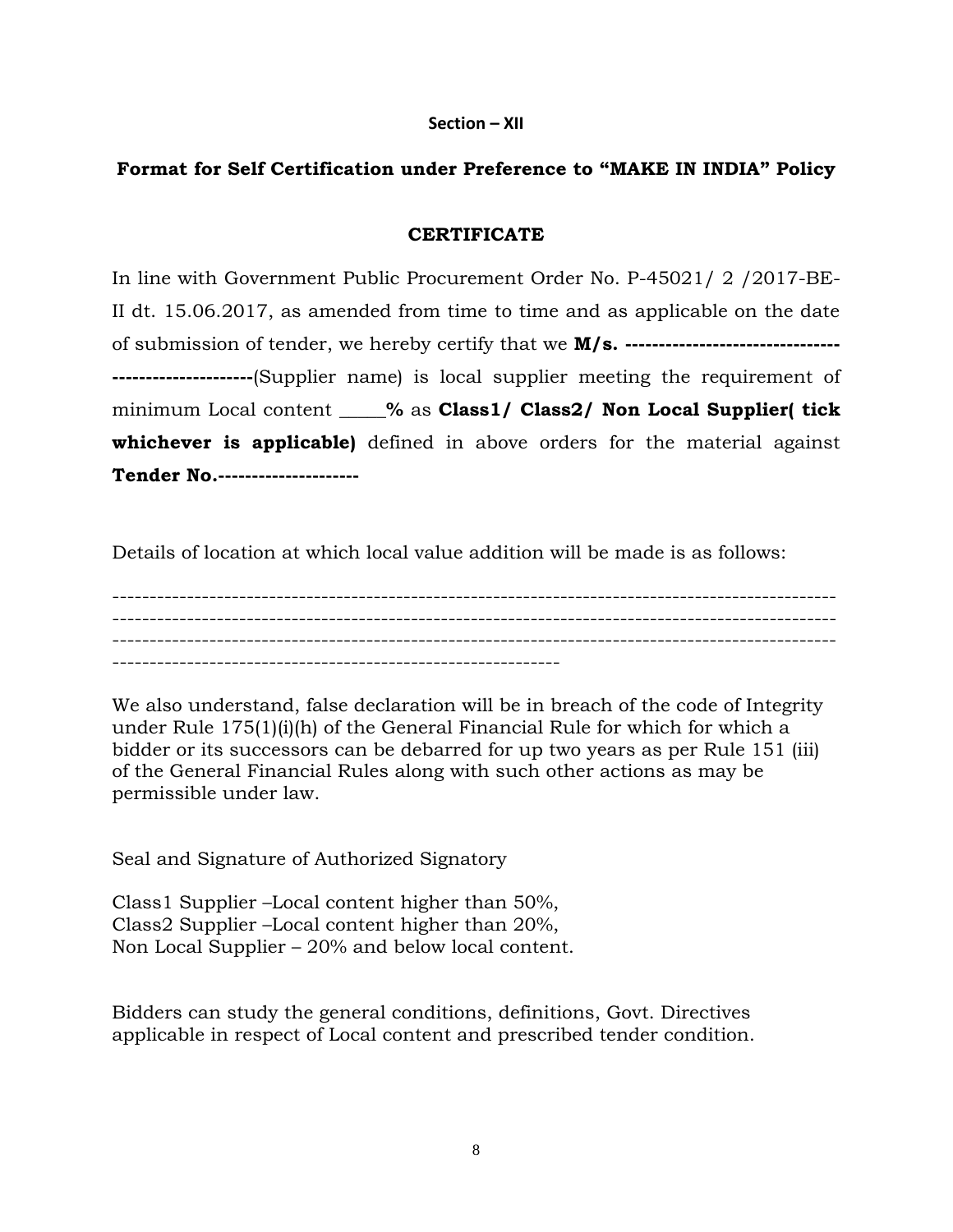**Section – XII**

## Format for Self Certification under Preference to "MAKE IN INDIA" Policy

### CERTIFICATE

In line with Government Public Procurement Order No. P-45021/ 2 /2017-BE-II dt. 15.06.2017, as amended from time to time and as applicable on the date of submission of tender, we hereby certify that we **M/s. ---------------------------------------------------**(Supplier name) is local supplier meeting the requirement of minimum Local content _____**%** as **Class1/ Class2/ Non Local Supplier( tick whichever is applicable)** defined in above orders for the material against **Tender No.---------------------**

Details of location at which local value addition will be made is as follows:

-----------------------------------------------------------------------------------------------
-----------------------------------------------------------------------------------------------
-----------------------------------------------------------------------------------------------
-----------------------------------------------------------

We also understand, false declaration will be in breach of the code of Integrity under Rule 175(1)(i)(h) of the General Financial Rule for which for which a bidder or its successors can be debarred for up two years as per Rule 151 (iii) of the General Financial Rules along with such other actions as may be permissible under law.

Seal and Signature of Authorized Signatory

Class1 Supplier –Local content higher than 50%,
Class2 Supplier –Local content higher than 20%,
Non Local Supplier – 20% and below local content.

Bidders can study the general conditions, definitions, Govt. Directives applicable in respect of Local content and prescribed tender condition.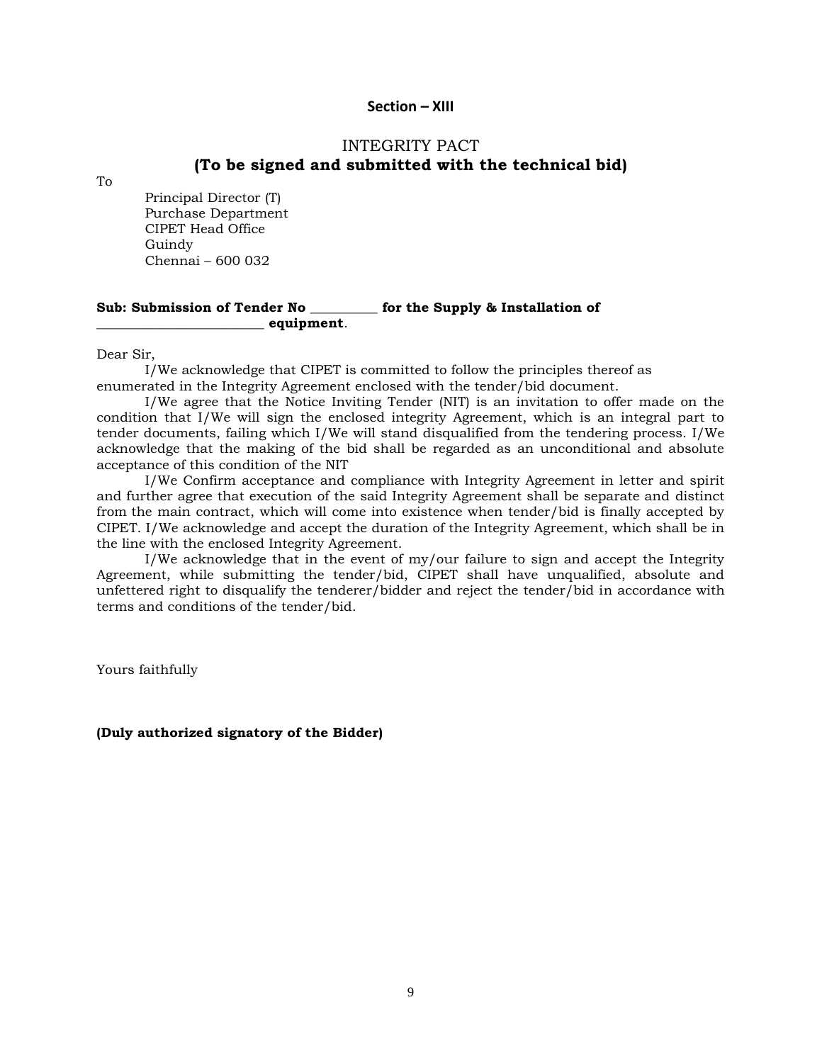**Section – XIII**

INTEGRITY PACT

**(To be signed and submitted with the technical bid)**

To

Principal Director (T)
Purchase Department
CIPET Head Office
Guindy
Chennai – 600 032

**Sub: Submission of Tender No __________ for the Supply & Installation of ________________________ equipment**.

Dear Sir,

I/We acknowledge that CIPET is committed to follow the principles thereof as enumerated in the Integrity Agreement enclosed with the tender/bid document.

I/We agree that the Notice Inviting Tender (NIT) is an invitation to offer made on the condition that I/We will sign the enclosed integrity Agreement, which is an integral part to tender documents, failing which I/We will stand disqualified from the tendering process. I/We acknowledge that the making of the bid shall be regarded as an unconditional and absolute acceptance of this condition of the NIT

I/We Confirm acceptance and compliance with Integrity Agreement in letter and spirit and further agree that execution of the said Integrity Agreement shall be separate and distinct from the main contract, which will come into existence when tender/bid is finally accepted by CIPET. I/We acknowledge and accept the duration of the Integrity Agreement, which shall be in the line with the enclosed Integrity Agreement.

I/We acknowledge that in the event of my/our failure to sign and accept the Integrity Agreement, while submitting the tender/bid, CIPET shall have unqualified, absolute and unfettered right to disqualify the tenderer/bidder and reject the tender/bid in accordance with terms and conditions of the tender/bid.

Yours faithfully

**(Duly authorized signatory of the Bidder)**